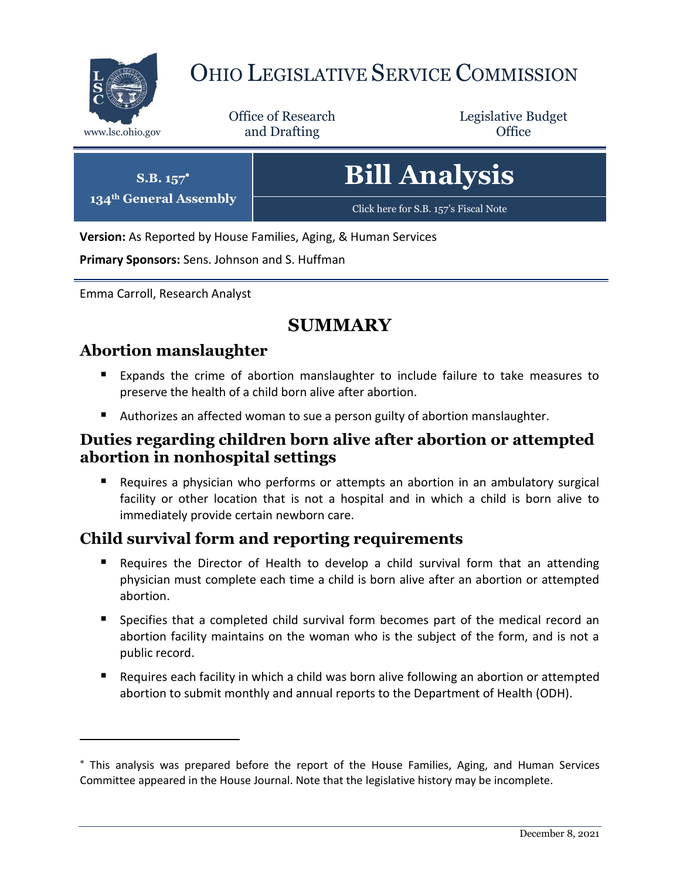# OHIO LEGISLATIVE SERVICE COMMISSION

www.lsc.ohio.gov

Office of Research and Drafting

Legislative Budget Office

**S.B. 157***
**134th General Assembly**

# Bill Analysis

Click here for S.B. 157's Fiscal Note

**Version:** As Reported by House Families, Aging, & Human Services

**Primary Sponsors:** Sens. Johnson and S. Huffman

Emma Carroll, Research Analyst

## SUMMARY

### Abortion manslaughter

- Expands the crime of abortion manslaughter to include failure to take measures to preserve the health of a child born alive after abortion.
- Authorizes an affected woman to sue a person guilty of abortion manslaughter.

### Duties regarding children born alive after abortion or attempted abortion in nonhospital settings

- Requires a physician who performs or attempts an abortion in an ambulatory surgical facility or other location that is not a hospital and in which a child is born alive to immediately provide certain newborn care.

### Child survival form and reporting requirements

- Requires the Director of Health to develop a child survival form that an attending physician must complete each time a child is born alive after an abortion or attempted abortion.
- Specifies that a completed child survival form becomes part of the medical record an abortion facility maintains on the woman who is the subject of the form, and is not a public record.
- Requires each facility in which a child was born alive following an abortion or attempted abortion to submit monthly and annual reports to the Department of Health (ODH).

---

* This analysis was prepared before the report of the House Families, Aging, and Human Services Committee appeared in the House Journal. Note that the legislative history may be incomplete.

December 8, 2021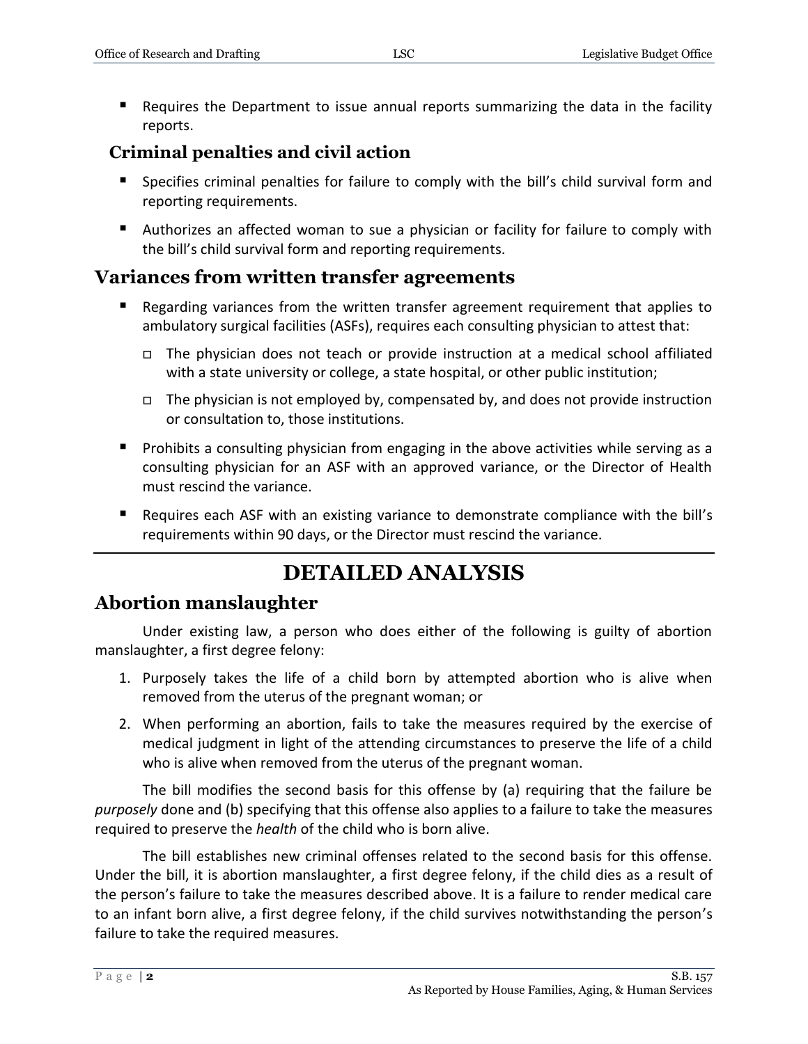- Requires the Department to issue annual reports summarizing the data in the facility reports.

### Criminal penalties and civil action

- Specifies criminal penalties for failure to comply with the bill's child survival form and reporting requirements.
- Authorizes an affected woman to sue a physician or facility for failure to comply with the bill's child survival form and reporting requirements.

## Variances from written transfer agreements

- Regarding variances from the written transfer agreement requirement that applies to ambulatory surgical facilities (ASFs), requires each consulting physician to attest that:
  - The physician does not teach or provide instruction at a medical school affiliated with a state university or college, a state hospital, or other public institution;
  - The physician is not employed by, compensated by, and does not provide instruction or consultation to, those institutions.
- Prohibits a consulting physician from engaging in the above activities while serving as a consulting physician for an ASF with an approved variance, or the Director of Health must rescind the variance.
- Requires each ASF with an existing variance to demonstrate compliance with the bill's requirements within 90 days, or the Director must rescind the variance.

# DETAILED ANALYSIS

## Abortion manslaughter

Under existing law, a person who does either of the following is guilty of abortion manslaughter, a first degree felony:

1. Purposely takes the life of a child born by attempted abortion who is alive when removed from the uterus of the pregnant woman; or
2. When performing an abortion, fails to take the measures required by the exercise of medical judgment in light of the attending circumstances to preserve the life of a child who is alive when removed from the uterus of the pregnant woman.

The bill modifies the second basis for this offense by (a) requiring that the failure be *purposely* done and (b) specifying that this offense also applies to a failure to take the measures required to preserve the *health* of the child who is born alive.

The bill establishes new criminal offenses related to the second basis for this offense. Under the bill, it is abortion manslaughter, a first degree felony, if the child dies as a result of the person's failure to take the measures described above. It is a failure to render medical care to an infant born alive, a first degree felony, if the child survives notwithstanding the person's failure to take the required measures.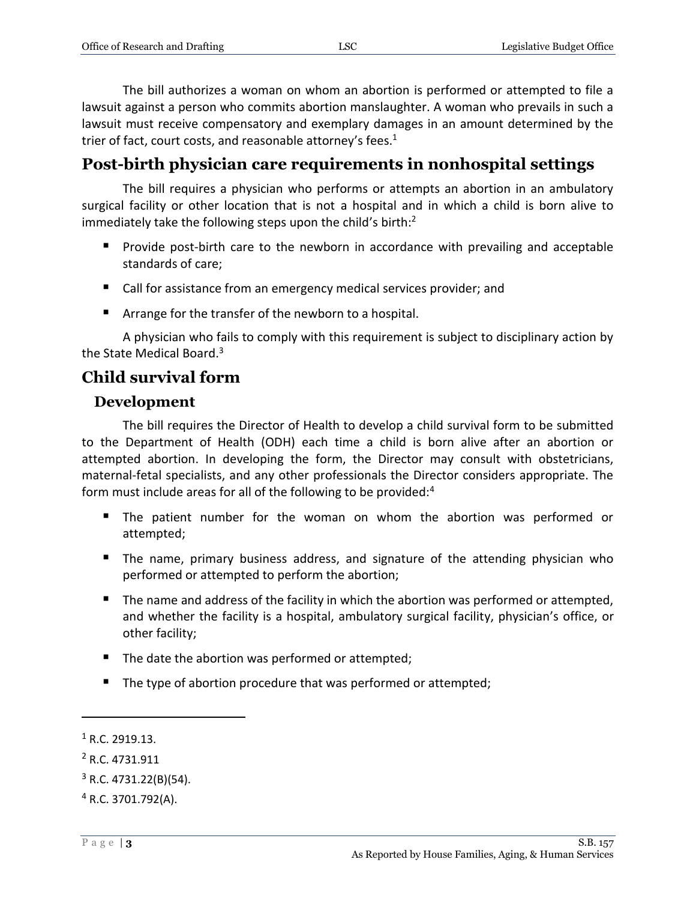The bill authorizes a woman on whom an abortion is performed or attempted to file a lawsuit against a person who commits abortion manslaughter. A woman who prevails in such a lawsuit must receive compensatory and exemplary damages in an amount determined by the trier of fact, court costs, and reasonable attorney's fees.[1]

## Post-birth physician care requirements in nonhospital settings

The bill requires a physician who performs or attempts an abortion in an ambulatory surgical facility or other location that is not a hospital and in which a child is born alive to immediately take the following steps upon the child's birth:[2]

- Provide post-birth care to the newborn in accordance with prevailing and acceptable standards of care;
- Call for assistance from an emergency medical services provider; and
- Arrange for the transfer of the newborn to a hospital.

A physician who fails to comply with this requirement is subject to disciplinary action by the State Medical Board.[3]

## Child survival form

### Development

The bill requires the Director of Health to develop a child survival form to be submitted to the Department of Health (ODH) each time a child is born alive after an abortion or attempted abortion. In developing the form, the Director may consult with obstetricians, maternal-fetal specialists, and any other professionals the Director considers appropriate. The form must include areas for all of the following to be provided:[4]

- The patient number for the woman on whom the abortion was performed or attempted;
- The name, primary business address, and signature of the attending physician who performed or attempted to perform the abortion;
- The name and address of the facility in which the abortion was performed or attempted, and whether the facility is a hospital, ambulatory surgical facility, physician's office, or other facility;
- The date the abortion was performed or attempted;
- The type of abortion procedure that was performed or attempted;

---

[1] R.C. 2919.13.

[2] R.C. 4731.911

[3] R.C. 4731.22(B)(54).

[4] R.C. 3701.792(A).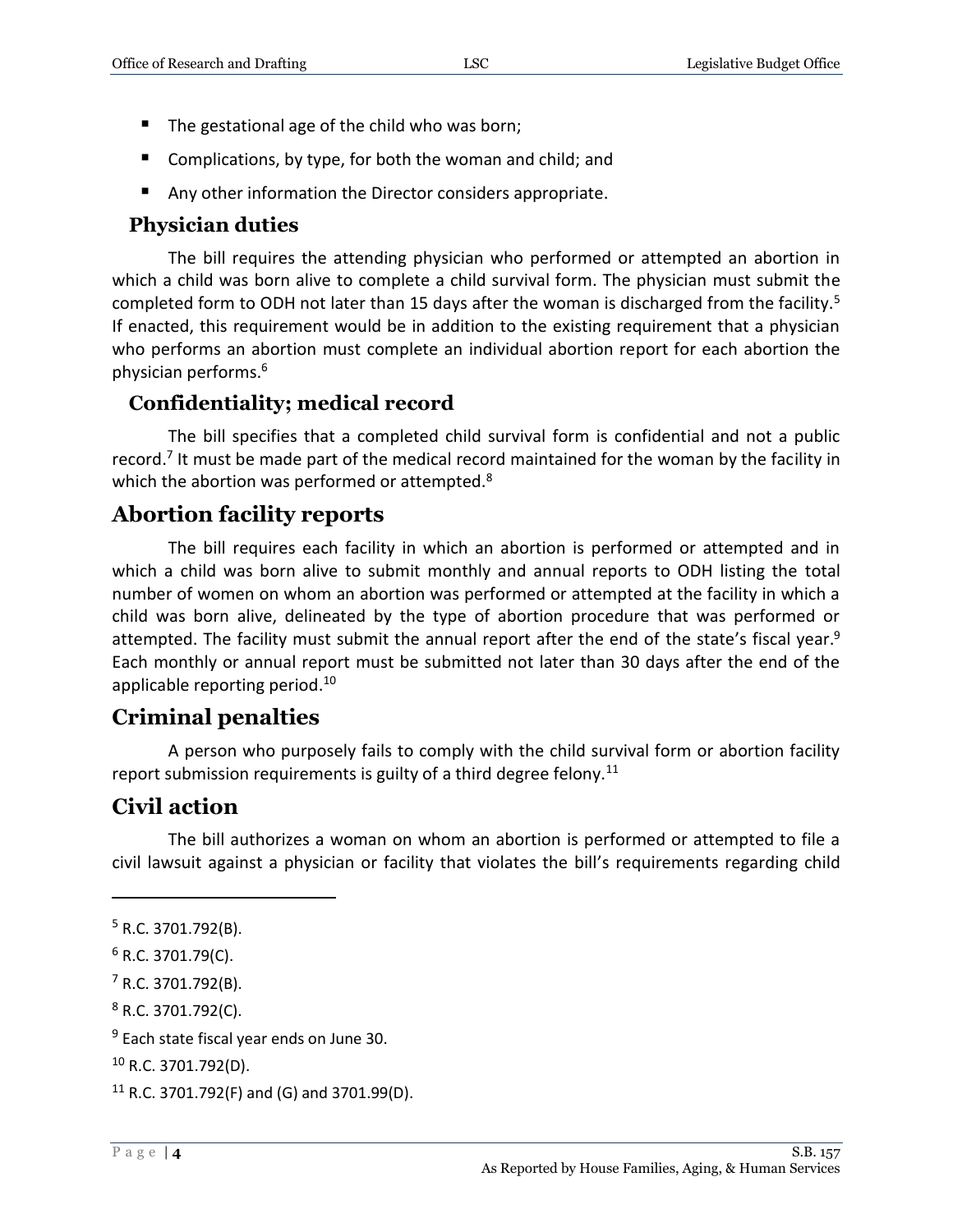- The gestational age of the child who was born;
- Complications, by type, for both the woman and child; and
- Any other information the Director considers appropriate.

### Physician duties

The bill requires the attending physician who performed or attempted an abortion in which a child was born alive to complete a child survival form. The physician must submit the completed form to ODH not later than 15 days after the woman is discharged from the facility.[5] If enacted, this requirement would be in addition to the existing requirement that a physician who performs an abortion must complete an individual abortion report for each abortion the physician performs.[6]

### Confidentiality; medical record

The bill specifies that a completed child survival form is confidential and not a public record.[7] It must be made part of the medical record maintained for the woman by the facility in which the abortion was performed or attempted.[8]

## Abortion facility reports

The bill requires each facility in which an abortion is performed or attempted and in which a child was born alive to submit monthly and annual reports to ODH listing the total number of women on whom an abortion was performed or attempted at the facility in which a child was born alive, delineated by the type of abortion procedure that was performed or attempted. The facility must submit the annual report after the end of the state's fiscal year.[9] Each monthly or annual report must be submitted not later than 30 days after the end of the applicable reporting period.[10]

## Criminal penalties

A person who purposely fails to comply with the child survival form or abortion facility report submission requirements is guilty of a third degree felony.[11]

## Civil action

The bill authorizes a woman on whom an abortion is performed or attempted to file a civil lawsuit against a physician or facility that violates the bill's requirements regarding child

---

[5] R.C. 3701.792(B).

[6] R.C. 3701.79(C).

[7] R.C. 3701.792(B).

[8] R.C. 3701.792(C).

[9] Each state fiscal year ends on June 30.

[10] R.C. 3701.792(D).

[11] R.C. 3701.792(F) and (G) and 3701.99(D).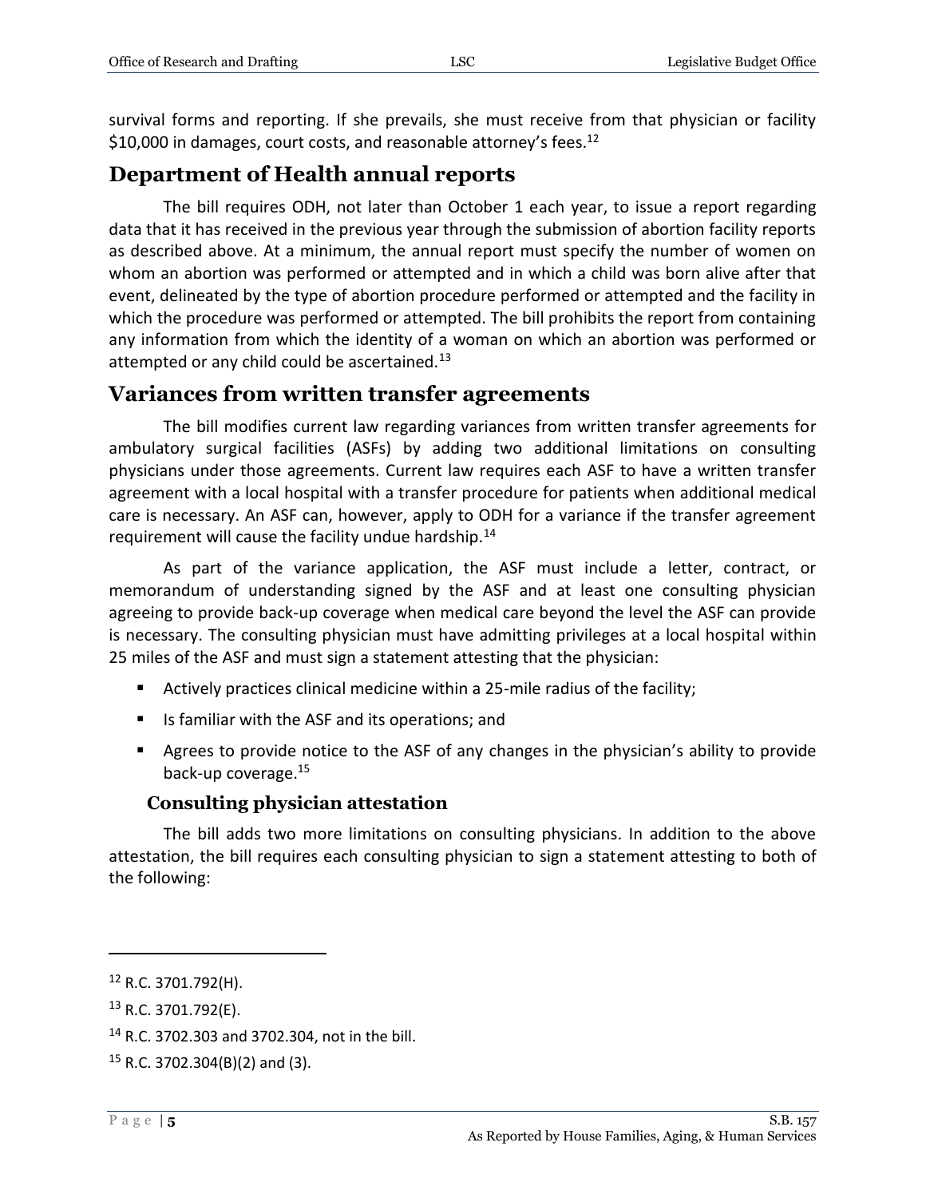survival forms and reporting. If she prevails, she must receive from that physician or facility $10,000 in damages, court costs, and reasonable attorney's fees.[12]

## Department of Health annual reports

The bill requires ODH, not later than October 1 each year, to issue a report regarding data that it has received in the previous year through the submission of abortion facility reports as described above. At a minimum, the annual report must specify the number of women on whom an abortion was performed or attempted and in which a child was born alive after that event, delineated by the type of abortion procedure performed or attempted and the facility in which the procedure was performed or attempted. The bill prohibits the report from containing any information from which the identity of a woman on which an abortion was performed or attempted or any child could be ascertained.[13]

## Variances from written transfer agreements

The bill modifies current law regarding variances from written transfer agreements for ambulatory surgical facilities (ASFs) by adding two additional limitations on consulting physicians under those agreements. Current law requires each ASF to have a written transfer agreement with a local hospital with a transfer procedure for patients when additional medical care is necessary. An ASF can, however, apply to ODH for a variance if the transfer agreement requirement will cause the facility undue hardship.[14]

As part of the variance application, the ASF must include a letter, contract, or memorandum of understanding signed by the ASF and at least one consulting physician agreeing to provide back-up coverage when medical care beyond the level the ASF can provide is necessary. The consulting physician must have admitting privileges at a local hospital within 25 miles of the ASF and must sign a statement attesting that the physician:

- Actively practices clinical medicine within a 25-mile radius of the facility;
- Is familiar with the ASF and its operations; and
- Agrees to provide notice to the ASF of any changes in the physician's ability to provide back-up coverage.[15]

### Consulting physician attestation

The bill adds two more limitations on consulting physicians. In addition to the above attestation, the bill requires each consulting physician to sign a statement attesting to both of the following:

---

[12] R.C. 3701.792(H).

[13] R.C. 3701.792(E).

[14] R.C. 3702.303 and 3702.304, not in the bill.

[15] R.C. 3702.304(B)(2) and (3).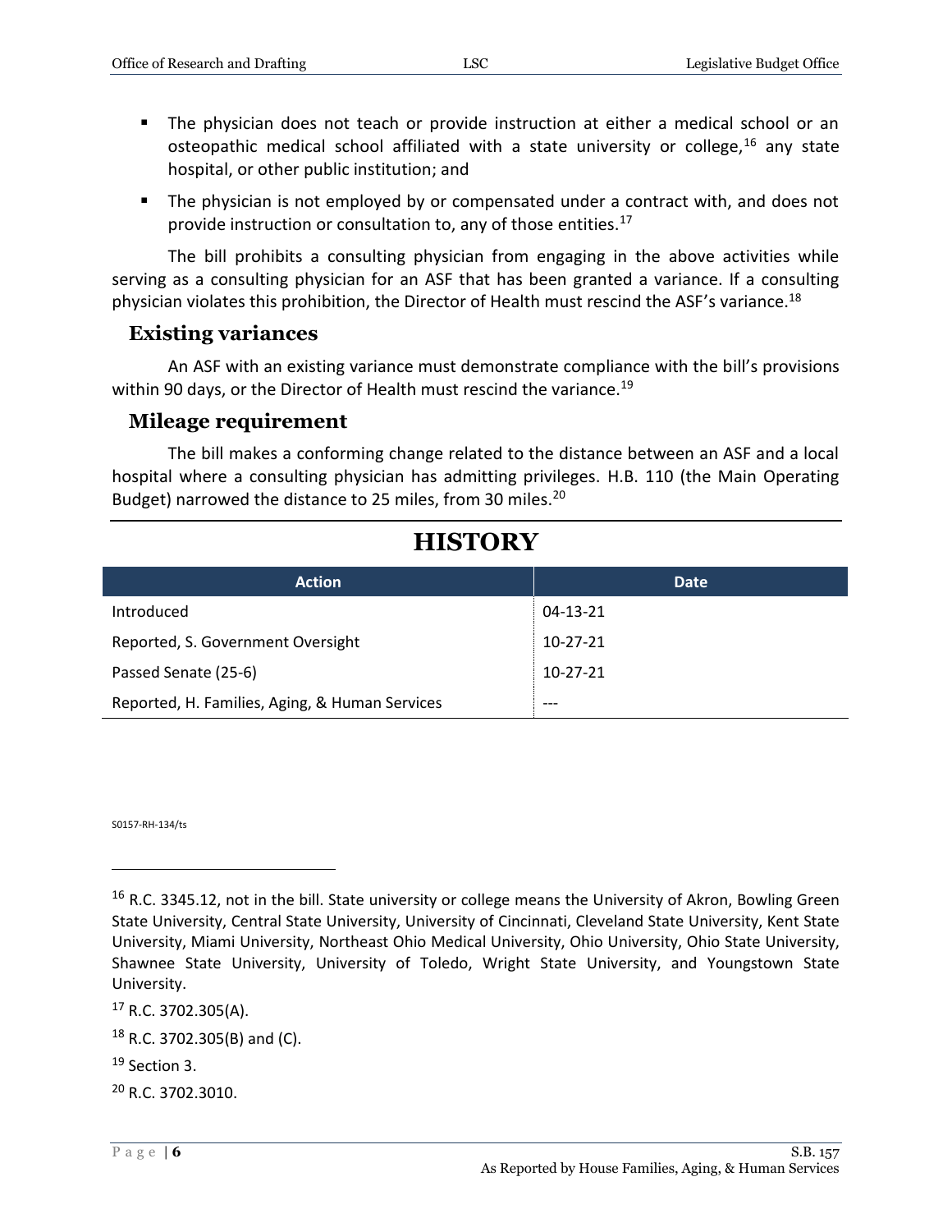- The physician does not teach or provide instruction at either a medical school or an osteopathic medical school affiliated with a state university or college,[16] any state hospital, or other public institution; and
- The physician is not employed by or compensated under a contract with, and does not provide instruction or consultation to, any of those entities.[17]

The bill prohibits a consulting physician from engaging in the above activities while serving as a consulting physician for an ASF that has been granted a variance. If a consulting physician violates this prohibition, the Director of Health must rescind the ASF's variance.[18]

### Existing variances

An ASF with an existing variance must demonstrate compliance with the bill's provisions within 90 days, or the Director of Health must rescind the variance.[19]

### Mileage requirement

The bill makes a conforming change related to the distance between an ASF and a local hospital where a consulting physician has admitting privileges. H.B. 110 (the Main Operating Budget) narrowed the distance to 25 miles, from 30 miles.[20]

## HISTORY

| Action | Date |
| --- | --- |
| Introduced | 04-13-21 |
| Reported, S. Government Oversight | 10-27-21 |
| Passed Senate (25-6) | 10-27-21 |
| Reported, H. Families, Aging, & Human Services | --- |

S0157-RH-134/ts

---

[16] R.C. 3345.12, not in the bill. State university or college means the University of Akron, Bowling Green State University, Central State University, University of Cincinnati, Cleveland State University, Kent State University, Miami University, Northeast Ohio Medical University, Ohio University, Ohio State University, Shawnee State University, University of Toledo, Wright State University, and Youngstown State University.

[17] R.C. 3702.305(A).

[18] R.C. 3702.305(B) and (C).

[19] Section 3.

[20] R.C. 3702.3010.